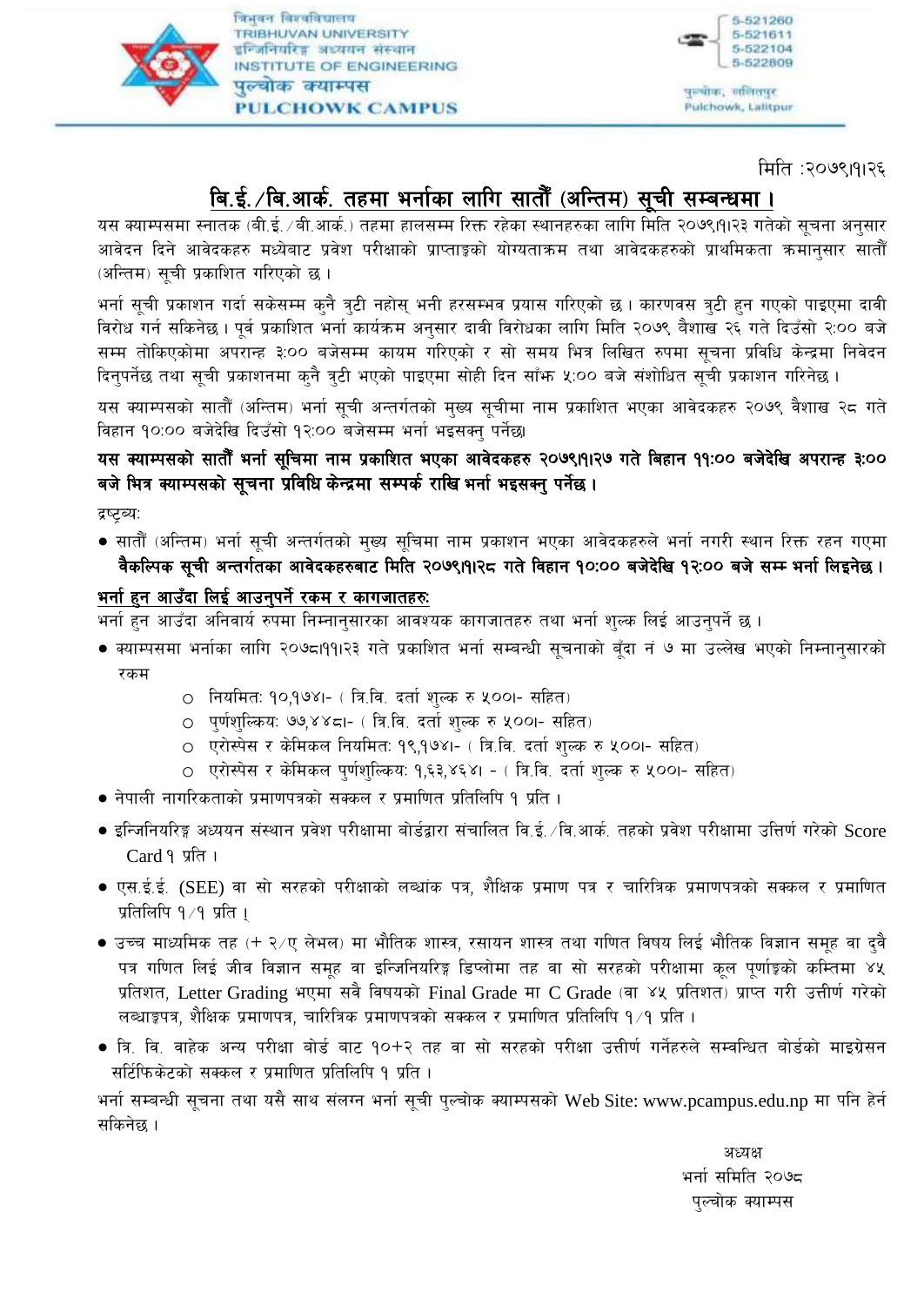त्रिभुवन विश्वविद्यालय
TRIBHUVAN UNIVERSITY
इन्जिनियरिङ्ग अध्ययन संस्थान
INSTITUTE OF ENGINEERING
पुल्चोक क्याम्पस
PULCHOWK CAMPUS

5-521260
5-521611
5-522104
5-522809

पुल्चोक, ललितपुर
Pulchowk, Lalitpur

मिति :२०७९।१।२६

## बि.ई./बि.आर्क. तहमा भर्नाका लागि सातौं (अन्तिम) सूची सम्बन्धमा ।

यस क्याम्पसमा स्नातक (बी.ई./बी.आर्क.) तहमा हालसम्म रिक्त रहेका स्थानहरुका लागि मिति २०७९।१।२३ गतेको सूचना अनुसार आवेदन दिने आवेदकहरु मध्येबाट प्रवेश परीक्षाको प्राप्ताङ्कको योग्यताक्रम तथा आवेदकहरुको प्राथमिकता क्रमानुसार सातौं (अन्तिम) सूची प्रकाशित गरिएको छ ।

भर्ना सूची प्रकाशन गर्दा सकेसम्म कुनै त्रुटी नहोस् भनी हरसम्भव प्रयास गरिएको छ । कारणवस त्रुटी हुन गएको पाइएमा दावी विरोध गर्न सकिनेछ । पूर्व प्रकाशित भर्ना कार्यक्रम अनुसार दावी विरोधका लागि मिति २०७९ वैशाख २६ गते दिउँसो २:०० बजे सम्म तोकिएकोमा अपरान्ह ३:०० बजेसम्म कायम गरिएको र सो समय भित्र लिखित रुपमा सूचना प्रविधि केन्द्रमा निवेदन दिनुपर्नेछ तथा सूची प्रकाशनमा कुनै त्रुटी भएको पाइएमा सोही दिन साँझ ५:०० बजे संशोधित सूची प्रकाशन गरिनेछ ।

यस क्याम्पसको सातौं (अन्तिम) भर्ना सूची अन्तर्गतको मुख्य सूचीमा नाम प्रकाशित भएका आवेदकहरु २०७९ वैशाख २८ गते विहान १०:०० बजेदेखि दिउँसो १२:०० बजेसम्म भर्ना भइसक्नु पर्नेछ।

**यस क्याम्पसको सातौं भर्ना सूचिमा नाम प्रकाशित भएका आवेदकहरु २०७९।१।२७ गते बिहान ११:०० बजेदेखि अपरान्ह ३:०० बजे भित्र क्याम्पसको सूचना प्रविधि केन्द्रमा सम्पर्क राखि भर्ना भइसक्नु पर्नेछ ।**

द्रष्टव्य:

- सातौं (अन्तिम) भर्ना सूची अन्तर्गतको मुख्य सूचिमा नाम प्रकाशन भएका आवेदकहरुले भर्ना नगरी स्थान रिक्त रहन गएमा **वैकल्पिक सूची अन्तर्गतका आवेदकहरुबाट मिति २०७९।१।२८ गते विहान १०:०० बजेदेखि १२:०० बजे सम्म भर्ना लिइनेछ ।**

**भर्ना हुन आउँदा लिई आउनुपर्ने रकम र कागजातहरु:**

भर्ना हुन आउँदा अनिवार्य रुपमा निम्नानुसारका आवश्यक कागजातहरु तथा भर्ना शुल्क लिई आउनुपर्ने छ ।

- क्याम्पसमा भर्नाका लागि २०७८।११।२३ गते प्रकाशित भर्ना सम्बन्धी सूचनाको बुँदा नं ७ मा उल्लेख भएको निम्नानुसारको रकम
  - नियमित: १०,१७४।- ( त्रि.वि. दर्ता शुल्क रु ५००।- सहित)
  - पूर्णशुल्किय: ७७,४४८।- ( त्रि.वि. दर्ता शुल्क रु ५००।- सहित)
  - एरोस्पेस र केमिकल नियमित: १९,१७४।- ( त्रि.वि. दर्ता शुल्क रु ५००।- सहित)
  - एरोस्पेस र केमिकल पूर्णशुल्किय: १,६३,४६४। - ( त्रि.वि. दर्ता शुल्क रु ५००।- सहित)
- नेपाली नागरिकताको प्रमाणपत्रको सक्कल र प्रमाणित प्रतिलिपि १ प्रति ।
- इन्जिनियरिङ्ग अध्ययन संस्थान प्रवेश परीक्षामा बोर्डद्वारा संचालित वि.ई./वि.आर्क. तहको प्रवेश परीक्षामा उत्तिर्ण गरेको Score Card १ प्रति ।
- एस.ई.ई. (SEE) वा सो सरहको परीक्षाको लब्धांक पत्र, शैक्षिक प्रमाण पत्र र चारित्रिक प्रमाणपत्रको सक्कल र प्रमाणित प्रतिलिपि १/१ प्रति ।
- उच्च माध्यमिक तह (+ २/ए लेभल) मा भौतिक शास्त्र, रसायन शास्त्र तथा गणित विषय लिई भौतिक विज्ञान समूह वा दुवै पत्र गणित लिई जीव विज्ञान समूह वा इन्जिनियरिङ्ग डिप्लोमा तह वा सो सरहको परीक्षामा कूल पूर्णाङ्कको कम्तिमा ४५ प्रतिशत, Letter Grading भएमा सवै विषयको Final Grade मा C Grade (वा ४५ प्रतिशत) प्राप्त गरी उत्तीर्ण गरेको लब्धाङ्कपत्र, शैक्षिक प्रमाणपत्र, चारित्रिक प्रमाणपत्रको सक्कल र प्रमाणित प्रतिलिपि १/१ प्रति ।
- त्रि. वि. वाहेक अन्य परीक्षा बोर्ड बाट १०+२ तह वा सो सरहको परीक्षा उत्तीर्ण गर्नेहरुले सम्वन्धित बोर्डको माइग्रेसन सर्टिफिकेटको सक्कल र प्रमाणित प्रतिलिपि १ प्रति ।

भर्ना सम्बन्धी सूचना तथा यसै साथ संलग्न भर्ना सूची पुल्चोक क्याम्पसको Web Site: www.pcampus.edu.np मा पनि हेर्न सकिनेछ ।

अध्यक्ष
भर्ना समिति २०७८
पुल्चोक क्याम्पस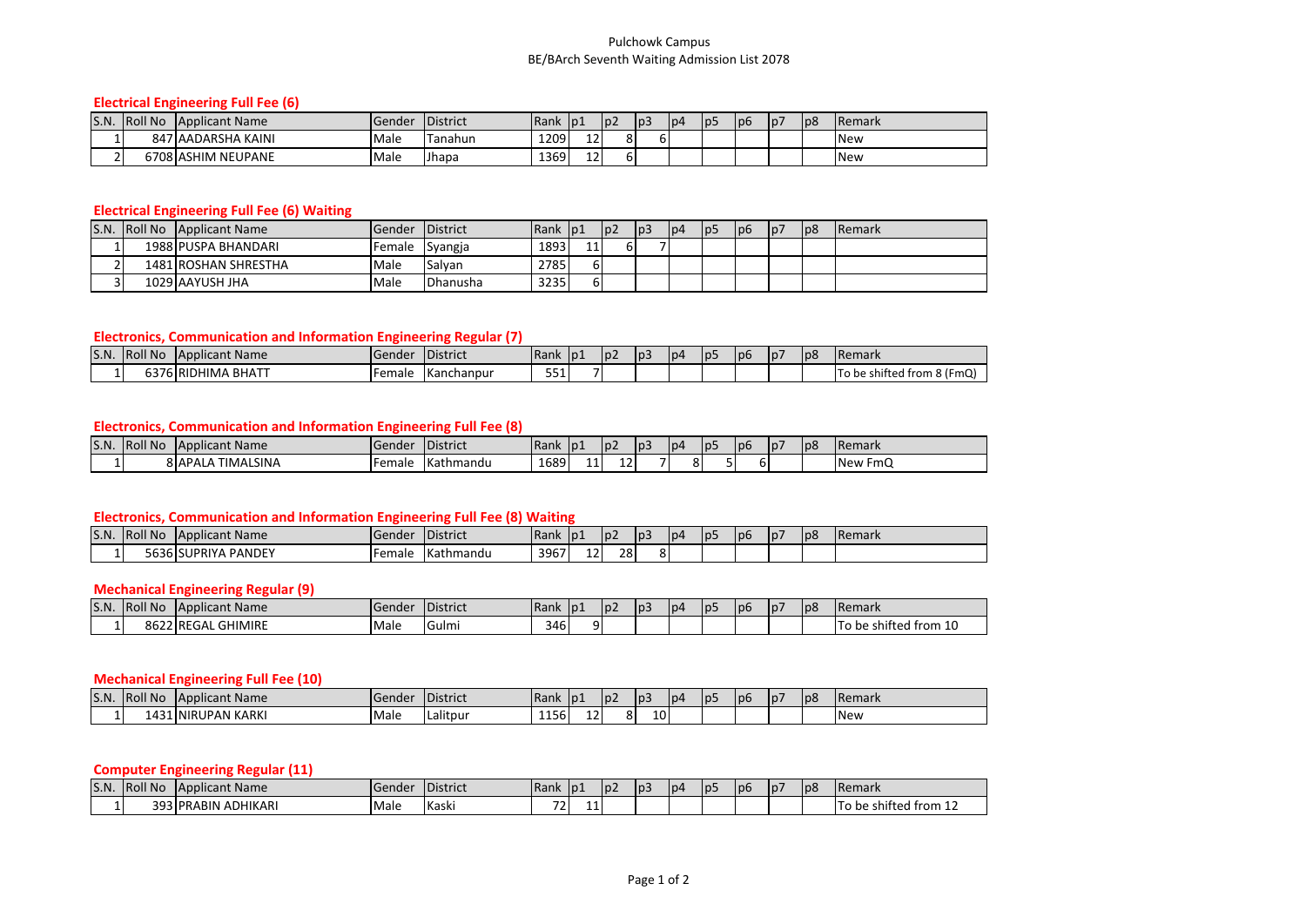Pulchowk Campus
BE/BArch Seventh Waiting Admission List 2078

### Electrical Engineering Full Fee (6)

| S.N. | Roll No | Applicant Name | Gender | District | Rank | p1 | p2 | p3 | p4 | p5 | p6 | p7 | p8 | Remark |
|---|---|---|---|---|---|---|---|---|---|---|---|---|---|---|
| 1 | 847 | AADARSHA KAINI | Male | Tanahun | 1209 | 12 | 8 | 6 | | | | | | New |
| 2 | 6708 | ASHIM NEUPANE | Male | Jhapa | 1369 | 12 | 6 | | | | | | | New |

### Electrical Engineering Full Fee (6) Waiting

| S.N. | Roll No | Applicant Name | Gender | District | Rank | p1 | p2 | p3 | p4 | p5 | p6 | p7 | p8 | Remark |
|---|---|---|---|---|---|---|---|---|---|---|---|---|---|---|
| 1 | 1988 | PUSPA BHANDARI | Female | Syangja | 1893 | 11 | 6 | 7 | | | | | | |
| 2 | 1481 | ROSHAN SHRESTHA | Male | Salyan | 2785 | 6 | | | | | | | | |
| 3 | 1029 | AAYUSH JHA | Male | Dhanusha | 3235 | 6 | | | | | | | | |

### Electronics, Communication and Information Engineering Regular (7)

| S.N. | Roll No | Applicant Name | Gender | District | Rank | p1 | p2 | p3 | p4 | p5 | p6 | p7 | p8 | Remark |
|---|---|---|---|---|---|---|---|---|---|---|---|---|---|---|
| 1 | 6376 | RIDHIMA BHATT | Female | Kanchanpur | 551 | 7 | | | | | | | | To be shifted from 8 (FmQ) |

### Electronics, Communication and Information Engineering Full Fee (8)

| S.N. | Roll No | Applicant Name | Gender | District | Rank | p1 | p2 | p3 | p4 | p5 | p6 | p7 | p8 | Remark |
|---|---|---|---|---|---|---|---|---|---|---|---|---|---|---|
| 1 | 8 | APALA TIMALSINA | Female | Kathmandu | 1689 | 11 | 12 | 7 | 8 | 5 | 6 | | | New FmQ |

### Electronics, Communication and Information Engineering Full Fee (8) Waiting

| S.N. | Roll No | Applicant Name | Gender | District | Rank | p1 | p2 | p3 | p4 | p5 | p6 | p7 | p8 | Remark |
|---|---|---|---|---|---|---|---|---|---|---|---|---|---|---|
| 1 | 5636 | SUPRIYA PANDEY | Female | Kathmandu | 3967 | 12 | 28 | 8 | | | | | | |

### Mechanical Engineering Regular (9)

| S.N. | Roll No | Applicant Name | Gender | District | Rank | p1 | p2 | p3 | p4 | p5 | p6 | p7 | p8 | Remark |
|---|---|---|---|---|---|---|---|---|---|---|---|---|---|---|
| 1 | 8622 | REGAL GHIMIRE | Male | Gulmi | 346 | 9 | | | | | | | | To be shifted from 10 |

### Mechanical Engineering Full Fee (10)

| S.N. | Roll No | Applicant Name | Gender | District | Rank | p1 | p2 | p3 | p4 | p5 | p6 | p7 | p8 | Remark |
|---|---|---|---|---|---|---|---|---|---|---|---|---|---|---|
| 1 | 1431 | NIRUPAN KARKI | Male | Lalitpur | 1156 | 12 | 8 | 10 | | | | | | New |

### Computer Engineering Regular (11)

| S.N. | Roll No | Applicant Name | Gender | District | Rank | p1 | p2 | p3 | p4 | p5 | p6 | p7 | p8 | Remark |
|---|---|---|---|---|---|---|---|---|---|---|---|---|---|---|
| 1 | 393 | PRABIN ADHIKARI | Male | Kaski | 72 | 11 | | | | | | | | To be shifted from 12 |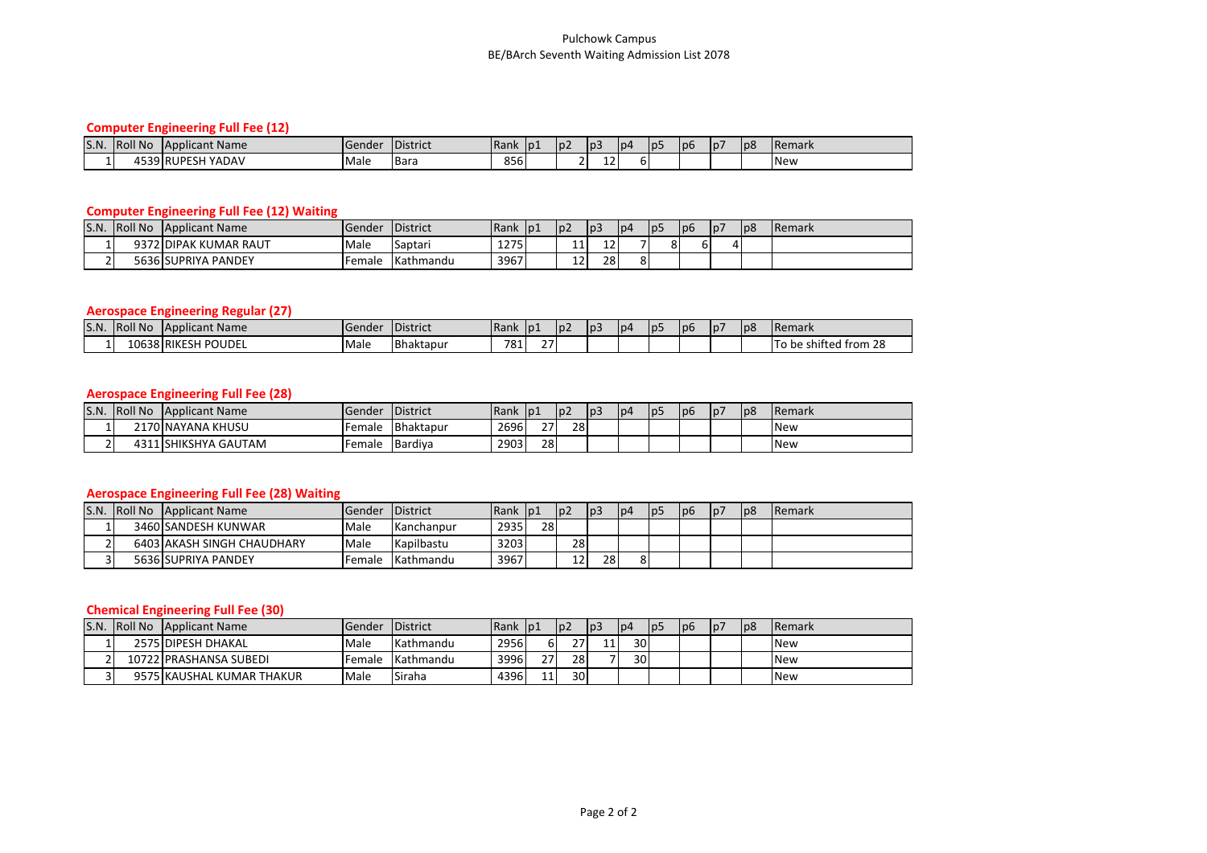Pulchowk Campus
BE/BArch Seventh Waiting Admission List 2078

### Computer Engineering Full Fee (12)

| S.N. | Roll No | Applicant Name | Gender | District | Rank | p1 | p2 | p3 | p4 | p5 | p6 | p7 | p8 | Remark |
|---|---|---|---|---|---|---|---|---|---|---|---|---|---|---|
| 1 | 4539 | RUPESH YADAV | Male | Bara | 856 | | 2 | 12 | 6 | | | | | New |

### Computer Engineering Full Fee (12) Waiting

| S.N. | Roll No | Applicant Name | Gender | District | Rank | p1 | p2 | p3 | p4 | p5 | p6 | p7 | p8 | Remark |
|---|---|---|---|---|---|---|---|---|---|---|---|---|---|---|
| 1 | 9372 | DIPAK KUMAR RAUT | Male | Saptari | 1275 | | 11 | 12 | 7 | 8 | 6 | 4 | | |
| 2 | 5636 | SUPRIYA PANDEY | Female | Kathmandu | 3967 | | 12 | 28 | 8 | | | | | |

### Aerospace Engineering Regular (27)

| S.N. | Roll No | Applicant Name | Gender | District | Rank | p1 | p2 | p3 | p4 | p5 | p6 | p7 | p8 | Remark |
|---|---|---|---|---|---|---|---|---|---|---|---|---|---|---|
| 1 | 10638 | RIKESH POUDEL | Male | Bhaktapur | 781 | 27 | | | | | | | | To be shifted from 28 |

### Aerospace Engineering Full Fee (28)

| S.N. | Roll No | Applicant Name | Gender | District | Rank | p1 | p2 | p3 | p4 | p5 | p6 | p7 | p8 | Remark |
|---|---|---|---|---|---|---|---|---|---|---|---|---|---|---|
| 1 | 2170 | NAYANA KHUSU | Female | Bhaktapur | 2696 | 27 | 28 | | | | | | | New |
| 2 | 4311 | SHIKSHYA GAUTAM | Female | Bardiya | 2903 | 28 | | | | | | | | New |

### Aerospace Engineering Full Fee (28) Waiting

| S.N. | Roll No | Applicant Name | Gender | District | Rank | p1 | p2 | p3 | p4 | p5 | p6 | p7 | p8 | Remark |
|---|---|---|---|---|---|---|---|---|---|---|---|---|---|---|
| 1 | 3460 | SANDESH KUNWAR | Male | Kanchanpur | 2935 | 28 | | | | | | | | |
| 2 | 6403 | AKASH SINGH CHAUDHARY | Male | Kapilbastu | 3203 | | 28 | | | | | | | |
| 3 | 5636 | SUPRIYA PANDEY | Female | Kathmandu | 3967 | | 12 | 28 | 8 | | | | | |

### Chemical Engineering Full Fee (30)

| S.N. | Roll No | Applicant Name | Gender | District | Rank | p1 | p2 | p3 | p4 | p5 | p6 | p7 | p8 | Remark |
|---|---|---|---|---|---|---|---|---|---|---|---|---|---|---|
| 1 | 2575 | DIPESH DHAKAL | Male | Kathmandu | 2956 | 6 | 27 | 11 | 30 | | | | | New |
| 2 | 10722 | PRASHANSA SUBEDI | Female | Kathmandu | 3996 | 27 | 28 | 7 | 30 | | | | | New |
| 3 | 9575 | KAUSHAL KUMAR THAKUR | Male | Siraha | 4396 | 11 | 30 | | | | | | | New |